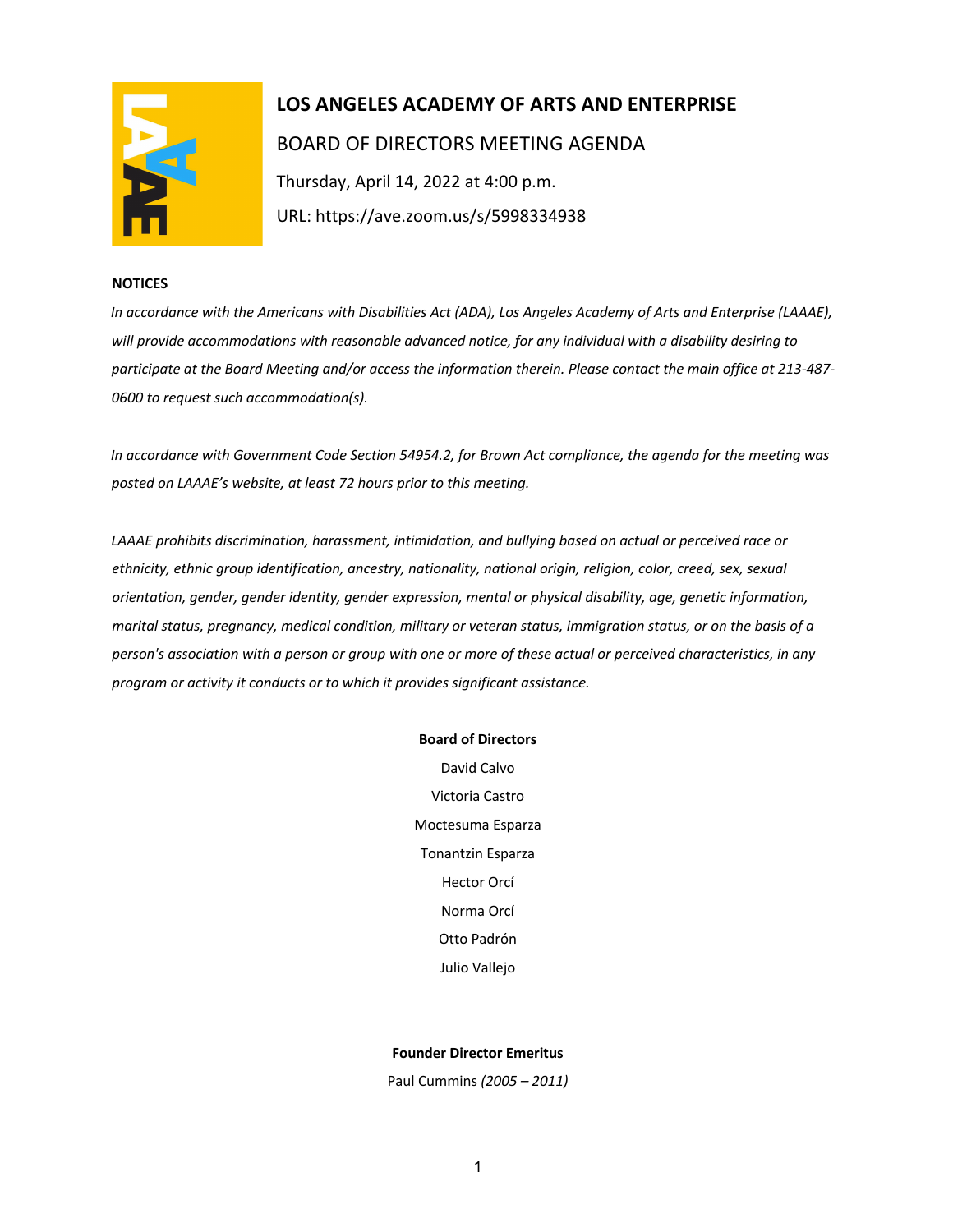# LOS ANGELES ACADEMY OF ARTS AND ENTERPRISE

## BOARD OF DIRECTORS MEETING AGENDA

Thursday, April 14, 2022 at 4:00 p.m.

URL: https://ave.zoom.us/s/5998334938

**NOTICES**

*In accordance with the Americans with Disabilities Act (ADA), Los Angeles Academy of Arts and Enterprise (LAAAE), will provide accommodations with reasonable advanced notice, for any individual with a disability desiring to participate at the Board Meeting and/or access the information therein. Please contact the main office at 213-487-0600 to request such accommodation(s).*

*In accordance with Government Code Section 54954.2, for Brown Act compliance, the agenda for the meeting was posted on LAAAE's website, at least 72 hours prior to this meeting.*

*LAAAE prohibits discrimination, harassment, intimidation, and bullying based on actual or perceived race or ethnicity, ethnic group identification, ancestry, nationality, national origin, religion, color, creed, sex, sexual orientation, gender, gender identity, gender expression, mental or physical disability, age, genetic information, marital status, pregnancy, medical condition, military or veteran status, immigration status, or on the basis of a person's association with a person or group with one or more of these actual or perceived characteristics, in any program or activity it conducts or to which it provides significant assistance.*

**Board of Directors**

David Calvo

Victoria Castro

Moctesuma Esparza

Tonantzin Esparza

Hector Orcí

Norma Orcí

Otto Padrón

Julio Vallejo

**Founder Director Emeritus**

Paul Cummins *(2005 – 2011)*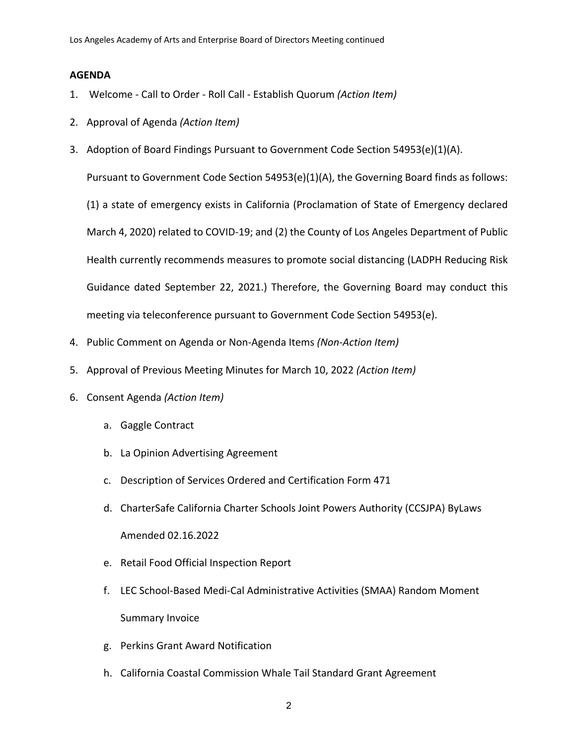**AGENDA**

1. Welcome - Call to Order - Roll Call - Establish Quorum *(Action Item)*
2. Approval of Agenda *(Action Item)*
3. Adoption of Board Findings Pursuant to Government Code Section 54953(e)(1)(A).

   Pursuant to Government Code Section 54953(e)(1)(A), the Governing Board finds as follows: (1) a state of emergency exists in California (Proclamation of State of Emergency declared March 4, 2020) related to COVID-19; and (2) the County of Los Angeles Department of Public Health currently recommends measures to promote social distancing (LADPH Reducing Risk Guidance dated September 22, 2021.) Therefore, the Governing Board may conduct this meeting via teleconference pursuant to Government Code Section 54953(e).
4. Public Comment on Agenda or Non-Agenda Items *(Non-Action Item)*
5. Approval of Previous Meeting Minutes for March 10, 2022 *(Action Item)*
6. Consent Agenda *(Action Item)*
   a. Gaggle Contract
   b. La Opinion Advertising Agreement
   c. Description of Services Ordered and Certification Form 471
   d. CharterSafe California Charter Schools Joint Powers Authority (CCSJPA) ByLaws Amended 02.16.2022
   e. Retail Food Official Inspection Report
   f. LEC School-Based Medi-Cal Administrative Activities (SMAA) Random Moment Summary Invoice
   g. Perkins Grant Award Notification
   h. California Coastal Commission Whale Tail Standard Grant Agreement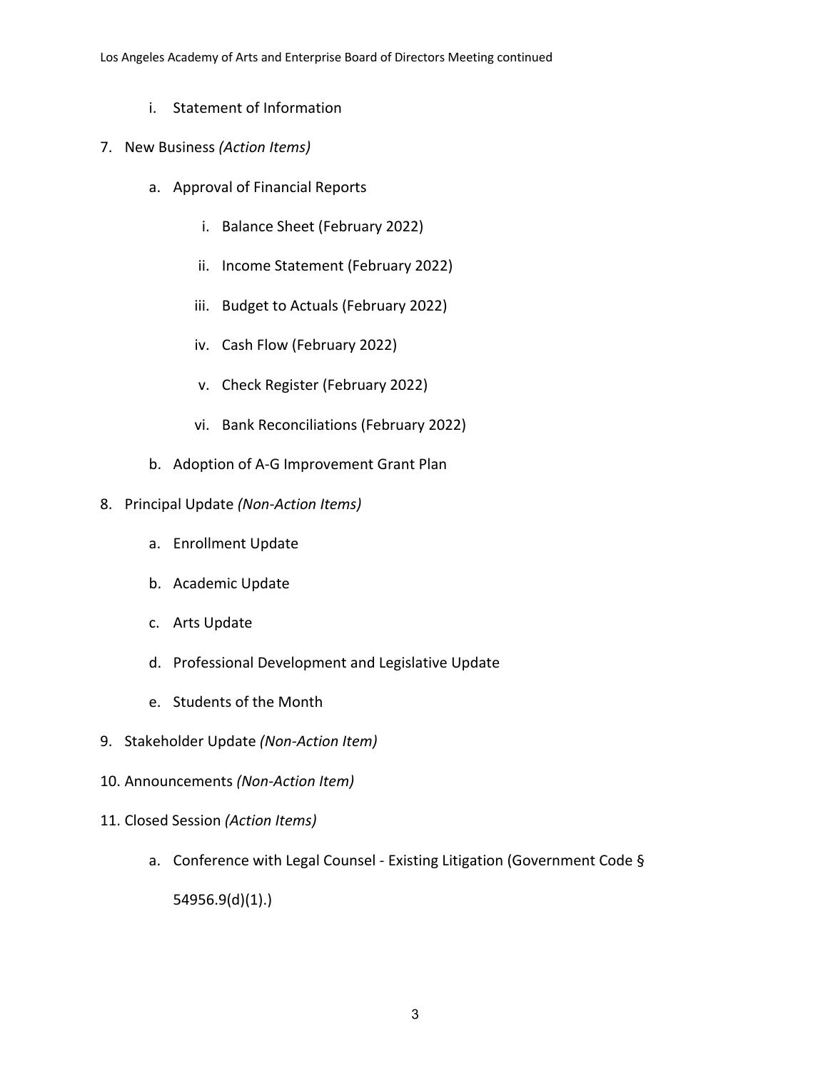i. Statement of Information

7. New Business *(Action Items)*

   a. Approval of Financial Reports

      i. Balance Sheet (February 2022)

      ii. Income Statement (February 2022)

      iii. Budget to Actuals (February 2022)

      iv. Cash Flow (February 2022)

      v. Check Register (February 2022)

      vi. Bank Reconciliations (February 2022)

   b. Adoption of A-G Improvement Grant Plan

8. Principal Update *(Non-Action Items)*

   a. Enrollment Update

   b. Academic Update

   c. Arts Update

   d. Professional Development and Legislative Update

   e. Students of the Month

9. Stakeholder Update *(Non-Action Item)*

10. Announcements *(Non-Action Item)*

11. Closed Session *(Action Items)*

    a. Conference with Legal Counsel - Existing Litigation (Government Code § 54956.9(d)(1).)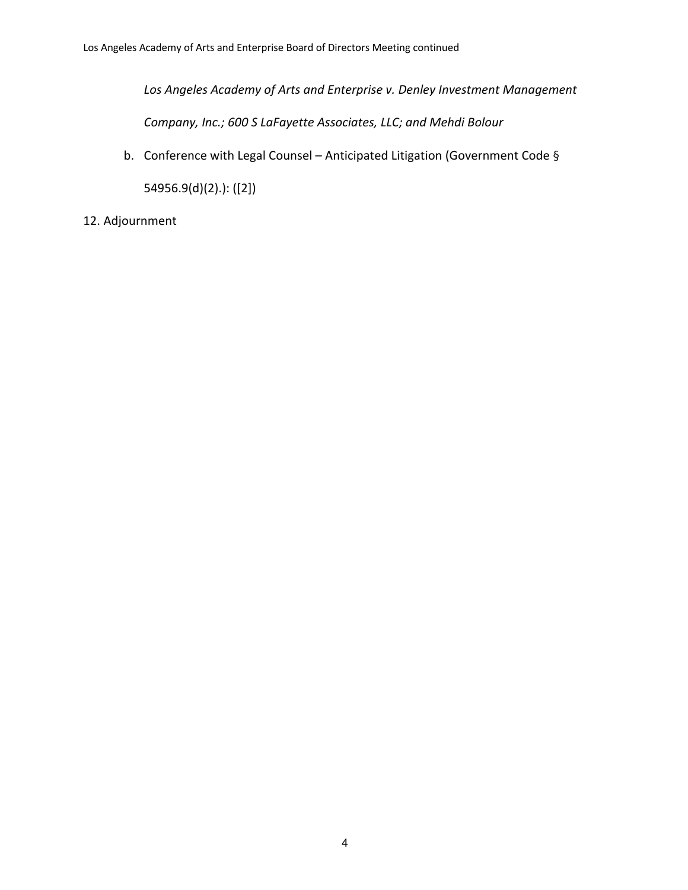*Los Angeles Academy of Arts and Enterprise v. Denley Investment Management Company, Inc.; 600 S LaFayette Associates, LLC; and Mehdi Bolour*

b. Conference with Legal Counsel – Anticipated Litigation (Government Code § 54956.9(d)(2).): ([2])

12. Adjournment